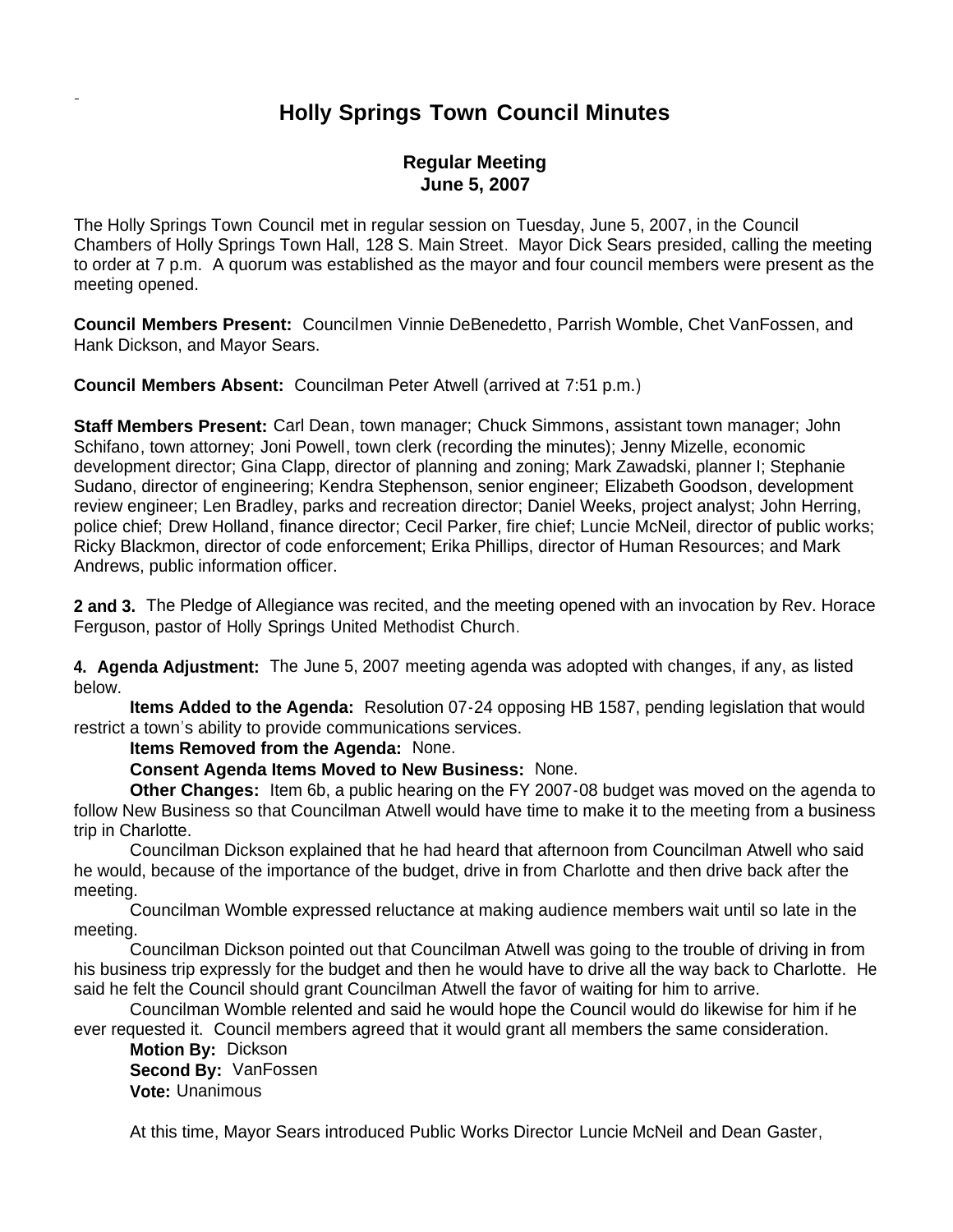# Holly Springs Town Council Minutes

## Regular Meeting
## June 5, 2007

The Holly Springs Town Council met in regular session on Tuesday, June 5, 2007, in the Council Chambers of Holly Springs Town Hall, 128 S. Main Street. Mayor Dick Sears presided, calling the meeting to order at 7 p.m. A quorum was established as the mayor and four council members were present as the meeting opened.

**Council Members Present:** Councilmen Vinnie DeBenedetto, Parrish Womble, Chet VanFossen, and Hank Dickson, and Mayor Sears.

**Council Members Absent:** Councilman Peter Atwell (arrived at 7:51 p.m.)

**Staff Members Present:** Carl Dean, town manager; Chuck Simmons, assistant town manager; John Schifano, town attorney; Joni Powell, town clerk (recording the minutes); Jenny Mizelle, economic development director; Gina Clapp, director of planning and zoning; Mark Zawadski, planner I; Stephanie Sudano, director of engineering; Kendra Stephenson, senior engineer; Elizabeth Goodson, development review engineer; Len Bradley, parks and recreation director; Daniel Weeks, project analyst; John Herring, police chief; Drew Holland, finance director; Cecil Parker, fire chief; Luncie McNeil, director of public works; Ricky Blackmon, director of code enforcement; Erika Phillips, director of Human Resources; and Mark Andrews, public information officer.

**2 and 3.** The Pledge of Allegiance was recited, and the meeting opened with an invocation by Rev. Horace Ferguson, pastor of Holly Springs United Methodist Church.

**4. Agenda Adjustment:** The June 5, 2007 meeting agenda was adopted with changes, if any, as listed below.

**Items Added to the Agenda:** Resolution 07-24 opposing HB 1587, pending legislation that would restrict a town's ability to provide communications services.

**Items Removed from the Agenda:** None.

**Consent Agenda Items Moved to New Business:** None.

**Other Changes:** Item 6b, a public hearing on the FY 2007-08 budget was moved on the agenda to follow New Business so that Councilman Atwell would have time to make it to the meeting from a business trip in Charlotte.

Councilman Dickson explained that he had heard that afternoon from Councilman Atwell who said he would, because of the importance of the budget, drive in from Charlotte and then drive back after the meeting.

Councilman Womble expressed reluctance at making audience members wait until so late in the meeting.

Councilman Dickson pointed out that Councilman Atwell was going to the trouble of driving in from his business trip expressly for the budget and then he would have to drive all the way back to Charlotte. He said he felt the Council should grant Councilman Atwell the favor of waiting for him to arrive.

Councilman Womble relented and said he would hope the Council would do likewise for him if he ever requested it. Council members agreed that it would grant all members the same consideration.

**Motion By:** Dickson
**Second By:** VanFossen
**Vote:** Unanimous

At this time, Mayor Sears introduced Public Works Director Luncie McNeil and Dean Gaster,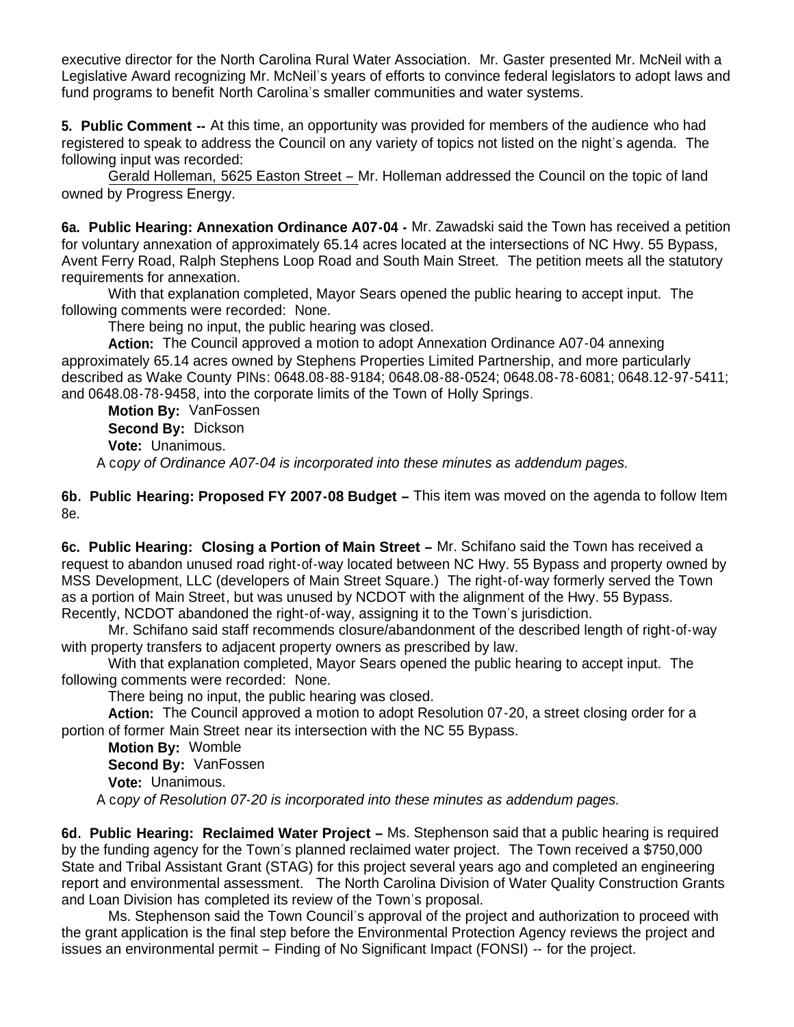executive director for the North Carolina Rural Water Association. Mr. Gaster presented Mr. McNeil with a Legislative Award recognizing Mr. McNeil's years of efforts to convince federal legislators to adopt laws and fund programs to benefit North Carolina's smaller communities and water systems.

**5. Public Comment --** At this time, an opportunity was provided for members of the audience who had registered to speak to address the Council on any variety of topics not listed on the night's agenda. The following input was recorded:

Gerald Holleman, 5625 Easton Street – Mr. Holleman addressed the Council on the topic of land owned by Progress Energy.

**6a. Public Hearing: Annexation Ordinance A07-04 -** Mr. Zawadski said the Town has received a petition for voluntary annexation of approximately 65.14 acres located at the intersections of NC Hwy. 55 Bypass, Avent Ferry Road, Ralph Stephens Loop Road and South Main Street. The petition meets all the statutory requirements for annexation.

With that explanation completed, Mayor Sears opened the public hearing to accept input. The following comments were recorded: None.

There being no input, the public hearing was closed.

**Action:** The Council approved a motion to adopt Annexation Ordinance A07-04 annexing approximately 65.14 acres owned by Stephens Properties Limited Partnership, and more particularly described as Wake County PINs: 0648.08-88-9184; 0648.08-88-0524; 0648.08-78-6081; 0648.12-97-5411; and 0648.08-78-9458, into the corporate limits of the Town of Holly Springs.

**Motion By:** VanFossen
**Second By:** Dickson
**Vote:** Unanimous.

A c*opy of Ordinance A07-04 is incorporated into these minutes as addendum pages.*

**6b. Public Hearing: Proposed FY 2007-08 Budget –** This item was moved on the agenda to follow Item 8e.

**6c. Public Hearing: Closing a Portion of Main Street –** Mr. Schifano said the Town has received a request to abandon unused road right-of-way located between NC Hwy. 55 Bypass and property owned by MSS Development, LLC (developers of Main Street Square.) The right-of-way formerly served the Town as a portion of Main Street, but was unused by NCDOT with the alignment of the Hwy. 55 Bypass. Recently, NCDOT abandoned the right-of-way, assigning it to the Town's jurisdiction.

Mr. Schifano said staff recommends closure/abandonment of the described length of right-of-way with property transfers to adjacent property owners as prescribed by law.

With that explanation completed, Mayor Sears opened the public hearing to accept input. The following comments were recorded: None.

There being no input, the public hearing was closed.

**Action:** The Council approved a motion to adopt Resolution 07-20, a street closing order for a portion of former Main Street near its intersection with the NC 55 Bypass.

**Motion By:** Womble
**Second By:** VanFossen
**Vote:** Unanimous.

A c*opy of Resolution 07-20 is incorporated into these minutes as addendum pages.*

**6d. Public Hearing: Reclaimed Water Project –** Ms. Stephenson said that a public hearing is required by the funding agency for the Town's planned reclaimed water project. The Town received a $750,000 State and Tribal Assistant Grant (STAG) for this project several years ago and completed an engineering report and environmental assessment. The North Carolina Division of Water Quality Construction Grants and Loan Division has completed its review of the Town's proposal.

Ms. Stephenson said the Town Council's approval of the project and authorization to proceed with the grant application is the final step before the Environmental Protection Agency reviews the project and issues an environmental permit – Finding of No Significant Impact (FONSI) -- for the project.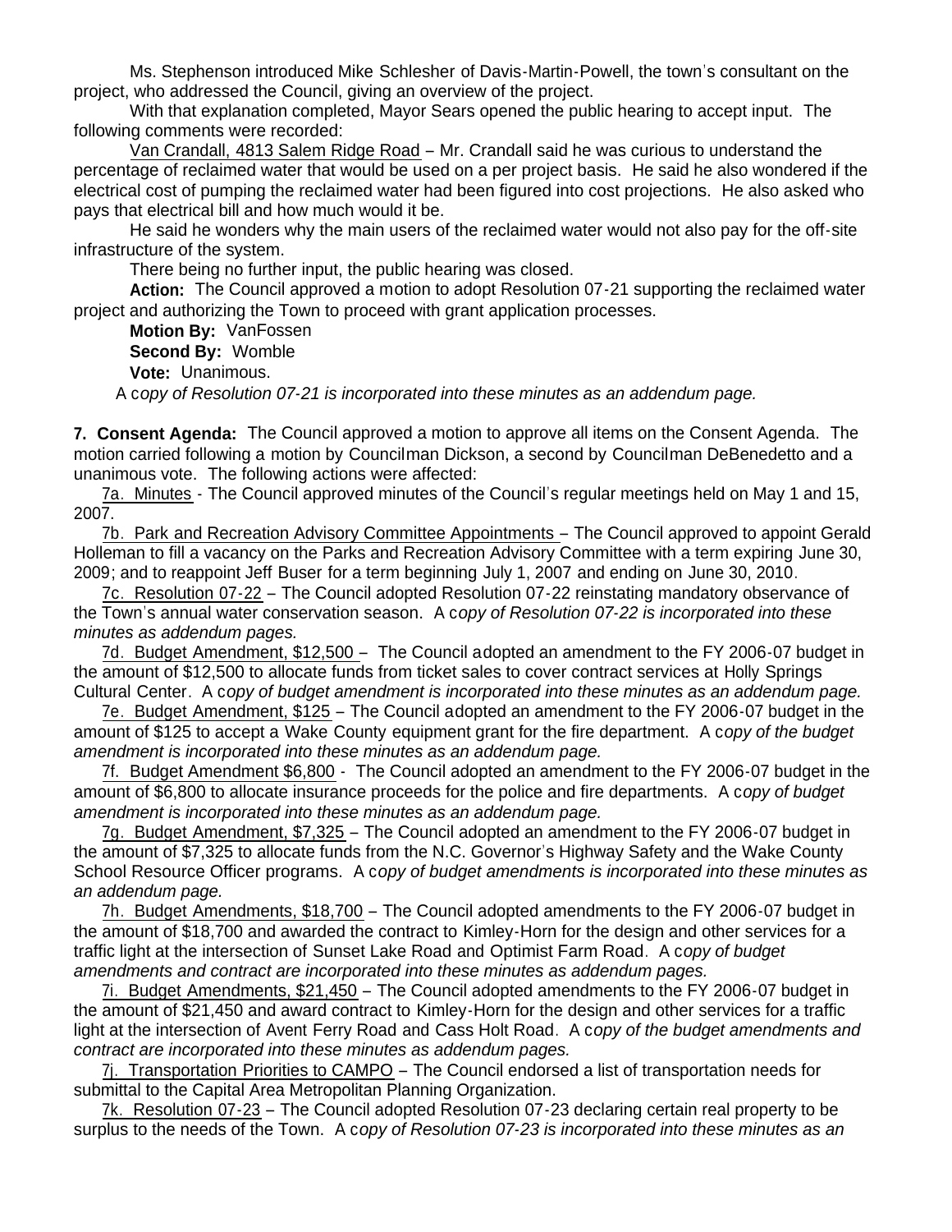Ms. Stephenson introduced Mike Schlesher of Davis-Martin-Powell, the town's consultant on the project, who addressed the Council, giving an overview of the project.

With that explanation completed, Mayor Sears opened the public hearing to accept input. The following comments were recorded:

Van Crandall, 4813 Salem Ridge Road – Mr. Crandall said he was curious to understand the percentage of reclaimed water that would be used on a per project basis. He said he also wondered if the electrical cost of pumping the reclaimed water had been figured into cost projections. He also asked who pays that electrical bill and how much would it be.

He said he wonders why the main users of the reclaimed water would not also pay for the off-site infrastructure of the system.

There being no further input, the public hearing was closed.

**Action:** The Council approved a motion to adopt Resolution 07-21 supporting the reclaimed water project and authorizing the Town to proceed with grant application processes.

**Motion By:** VanFossen

**Second By:** Womble

**Vote:** Unanimous.

A c*opy of Resolution 07-21 is incorporated into these minutes as an addendum page.*

**7. Consent Agenda:** The Council approved a motion to approve all items on the Consent Agenda. The motion carried following a motion by Councilman Dickson, a second by Councilman DeBenedetto and a unanimous vote. The following actions were affected:

7a. Minutes - The Council approved minutes of the Council's regular meetings held on May 1 and 15, 2007.

7b. Park and Recreation Advisory Committee Appointments – The Council approved to appoint Gerald Holleman to fill a vacancy on the Parks and Recreation Advisory Committee with a term expiring June 30, 2009; and to reappoint Jeff Buser for a term beginning July 1, 2007 and ending on June 30, 2010.

7c. Resolution 07-22 – The Council adopted Resolution 07-22 reinstating mandatory observance of the Town's annual water conservation season. A c*opy of Resolution 07-22 is incorporated into these minutes as addendum pages.*

7d. Budget Amendment, $12,500 – The Council adopted an amendment to the FY 2006-07 budget in the amount of $12,500 to allocate funds from ticket sales to cover contract services at Holly Springs Cultural Center. A c*opy of budget amendment is incorporated into these minutes as an addendum page.*

7e. Budget Amendment, $125 – The Council adopted an amendment to the FY 2006-07 budget in the amount of $125 to accept a Wake County equipment grant for the fire department. A c*opy of the budget amendment is incorporated into these minutes as an addendum page.*

7f. Budget Amendment $6,800 - The Council adopted an amendment to the FY 2006-07 budget in the amount of $6,800 to allocate insurance proceeds for the police and fire departments. A c*opy of budget amendment is incorporated into these minutes as an addendum page.*

7g. Budget Amendment, $7,325 – The Council adopted an amendment to the FY 2006-07 budget in the amount of $7,325 to allocate funds from the N.C. Governor's Highway Safety and the Wake County School Resource Officer programs. A c*opy of budget amendments is incorporated into these minutes as an addendum page.*

7h. Budget Amendments, $18,700 – The Council adopted amendments to the FY 2006-07 budget in the amount of $18,700 and awarded the contract to Kimley-Horn for the design and other services for a traffic light at the intersection of Sunset Lake Road and Optimist Farm Road. A c*opy of budget amendments and contract are incorporated into these minutes as addendum pages.*

7i. Budget Amendments, $21,450 – The Council adopted amendments to the FY 2006-07 budget in the amount of $21,450 and award contract to Kimley-Horn for the design and other services for a traffic light at the intersection of Avent Ferry Road and Cass Holt Road. A c*opy of the budget amendments and contract are incorporated into these minutes as addendum pages.*

7j. Transportation Priorities to CAMPO – The Council endorsed a list of transportation needs for submittal to the Capital Area Metropolitan Planning Organization.

7k. Resolution 07-23 – The Council adopted Resolution 07-23 declaring certain real property to be surplus to the needs of the Town. A c*opy of Resolution 07-23 is incorporated into these minutes as an*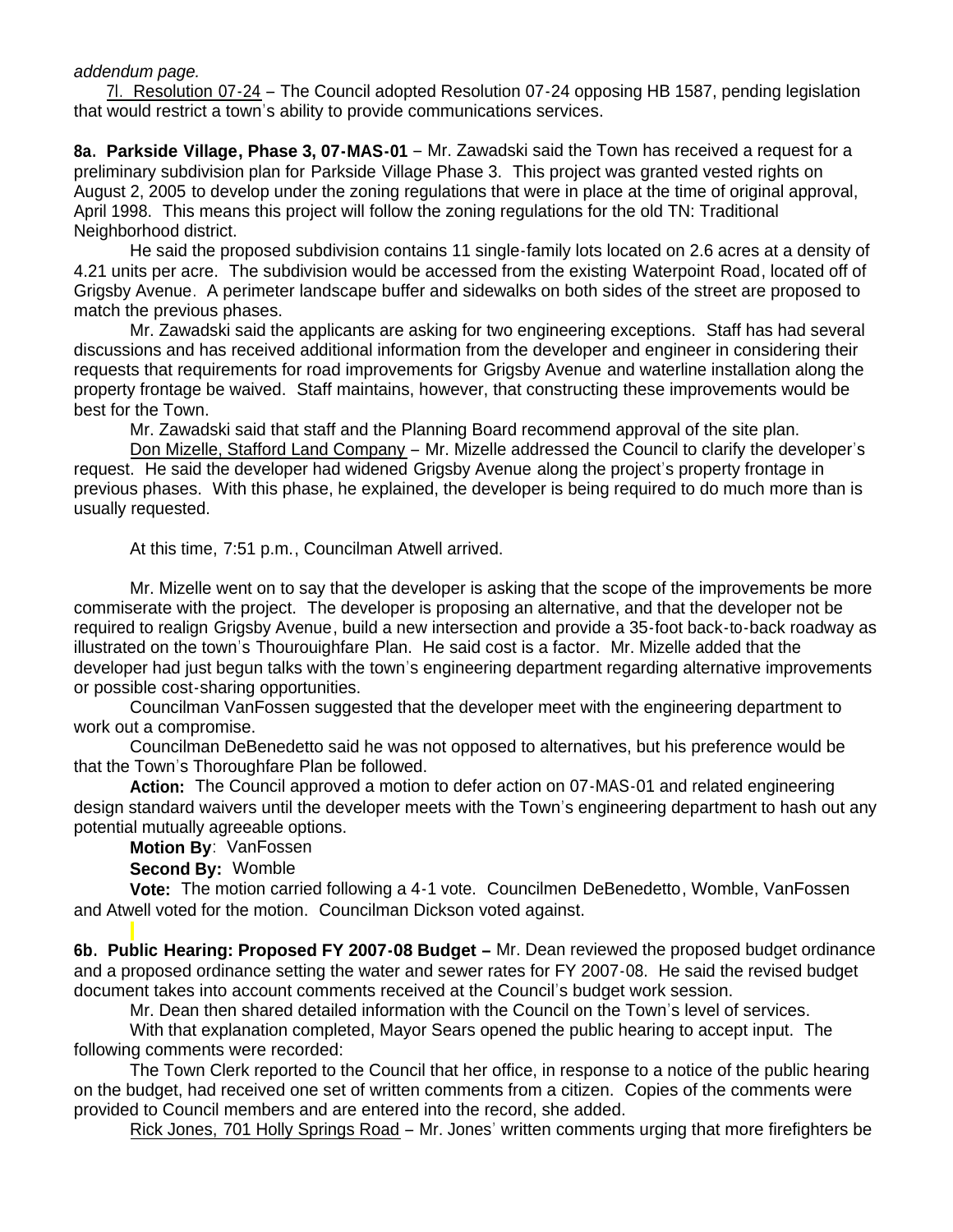*addendum page.*

7l. Resolution 07-24 – The Council adopted Resolution 07-24 opposing HB 1587, pending legislation that would restrict a town's ability to provide communications services.

**8a. Parkside Village, Phase 3, 07-MAS-01** – Mr. Zawadski said the Town has received a request for a preliminary subdivision plan for Parkside Village Phase 3. This project was granted vested rights on August 2, 2005 to develop under the zoning regulations that were in place at the time of original approval, April 1998. This means this project will follow the zoning regulations for the old TN: Traditional Neighborhood district.

He said the proposed subdivision contains 11 single-family lots located on 2.6 acres at a density of 4.21 units per acre. The subdivision would be accessed from the existing Waterpoint Road, located off of Grigsby Avenue. A perimeter landscape buffer and sidewalks on both sides of the street are proposed to match the previous phases.

Mr. Zawadski said the applicants are asking for two engineering exceptions. Staff has had several discussions and has received additional information from the developer and engineer in considering their requests that requirements for road improvements for Grigsby Avenue and waterline installation along the property frontage be waived. Staff maintains, however, that constructing these improvements would be best for the Town.

Mr. Zawadski said that staff and the Planning Board recommend approval of the site plan.

Don Mizelle, Stafford Land Company – Mr. Mizelle addressed the Council to clarify the developer's request. He said the developer had widened Grigsby Avenue along the project's property frontage in previous phases. With this phase, he explained, the developer is being required to do much more than is usually requested.

At this time, 7:51 p.m., Councilman Atwell arrived.

Mr. Mizelle went on to say that the developer is asking that the scope of the improvements be more commiserate with the project. The developer is proposing an alternative, and that the developer not be required to realign Grigsby Avenue, build a new intersection and provide a 35-foot back-to-back roadway as illustrated on the town's Thourouighfare Plan. He said cost is a factor. Mr. Mizelle added that the developer had just begun talks with the town's engineering department regarding alternative improvements or possible cost-sharing opportunities.

Councilman VanFossen suggested that the developer meet with the engineering department to work out a compromise.

Councilman DeBenedetto said he was not opposed to alternatives, but his preference would be that the Town's Thoroughfare Plan be followed.

**Action:** The Council approved a motion to defer action on 07-MAS-01 and related engineering design standard waivers until the developer meets with the Town's engineering department to hash out any potential mutually agreeable options.

**Motion By**: VanFossen

**Second By:** Womble

**Vote:** The motion carried following a 4-1 vote. Councilmen DeBenedetto, Womble, VanFossen and Atwell voted for the motion. Councilman Dickson voted against.

**6b. Public Hearing: Proposed FY 2007-08 Budget –** Mr. Dean reviewed the proposed budget ordinance and a proposed ordinance setting the water and sewer rates for FY 2007-08. He said the revised budget document takes into account comments received at the Council's budget work session.

Mr. Dean then shared detailed information with the Council on the Town's level of services.

With that explanation completed, Mayor Sears opened the public hearing to accept input. The following comments were recorded:

The Town Clerk reported to the Council that her office, in response to a notice of the public hearing on the budget, had received one set of written comments from a citizen. Copies of the comments were provided to Council members and are entered into the record, she added.

Rick Jones, 701 Holly Springs Road – Mr. Jones' written comments urging that more firefighters be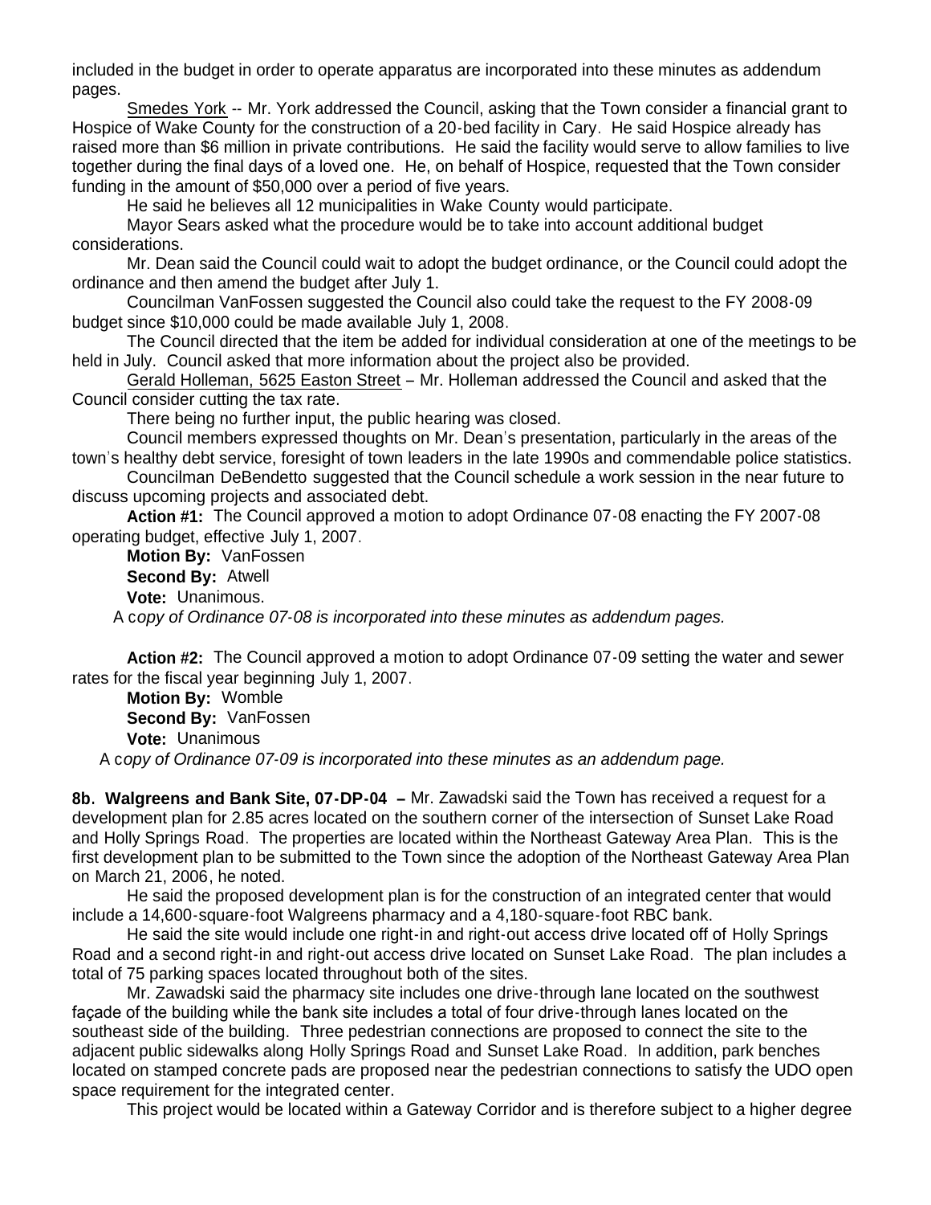included in the budget in order to operate apparatus are incorporated into these minutes as addendum pages.

Smedes York -- Mr. York addressed the Council, asking that the Town consider a financial grant to Hospice of Wake County for the construction of a 20-bed facility in Cary. He said Hospice already has raised more than $6 million in private contributions. He said the facility would serve to allow families to live together during the final days of a loved one. He, on behalf of Hospice, requested that the Town consider funding in the amount of $50,000 over a period of five years.

He said he believes all 12 municipalities in Wake County would participate.

Mayor Sears asked what the procedure would be to take into account additional budget considerations.

Mr. Dean said the Council could wait to adopt the budget ordinance, or the Council could adopt the ordinance and then amend the budget after July 1.

Councilman VanFossen suggested the Council also could take the request to the FY 2008-09 budget since $10,000 could be made available July 1, 2008.

The Council directed that the item be added for individual consideration at one of the meetings to be held in July. Council asked that more information about the project also be provided.

Gerald Holleman, 5625 Easton Street – Mr. Holleman addressed the Council and asked that the Council consider cutting the tax rate.

There being no further input, the public hearing was closed.

Council members expressed thoughts on Mr. Dean's presentation, particularly in the areas of the town's healthy debt service, foresight of town leaders in the late 1990s and commendable police statistics.

Councilman DeBendetto suggested that the Council schedule a work session in the near future to discuss upcoming projects and associated debt.

**Action #1:** The Council approved a motion to adopt Ordinance 07-08 enacting the FY 2007-08 operating budget, effective July 1, 2007.

**Motion By:** VanFossen
**Second By:** Atwell
**Vote:** Unanimous.

A c*opy of Ordinance 07-08 is incorporated into these minutes as addendum pages.*

**Action #2:** The Council approved a motion to adopt Ordinance 07-09 setting the water and sewer rates for the fiscal year beginning July 1, 2007.

**Motion By:** Womble
**Second By:** VanFossen
**Vote:** Unanimous

A c*opy of Ordinance 07-09 is incorporated into these minutes as an addendum page.*

**8b. Walgreens and Bank Site, 07-DP-04 –** Mr. Zawadski said the Town has received a request for a development plan for 2.85 acres located on the southern corner of the intersection of Sunset Lake Road and Holly Springs Road. The properties are located within the Northeast Gateway Area Plan. This is the first development plan to be submitted to the Town since the adoption of the Northeast Gateway Area Plan on March 21, 2006, he noted.

He said the proposed development plan is for the construction of an integrated center that would include a 14,600-square-foot Walgreens pharmacy and a 4,180-square-foot RBC bank.

He said the site would include one right-in and right-out access drive located off of Holly Springs Road and a second right-in and right-out access drive located on Sunset Lake Road. The plan includes a total of 75 parking spaces located throughout both of the sites.

Mr. Zawadski said the pharmacy site includes one drive-through lane located on the southwest façade of the building while the bank site includes a total of four drive-through lanes located on the southeast side of the building. Three pedestrian connections are proposed to connect the site to the adjacent public sidewalks along Holly Springs Road and Sunset Lake Road. In addition, park benches located on stamped concrete pads are proposed near the pedestrian connections to satisfy the UDO open space requirement for the integrated center.

This project would be located within a Gateway Corridor and is therefore subject to a higher degree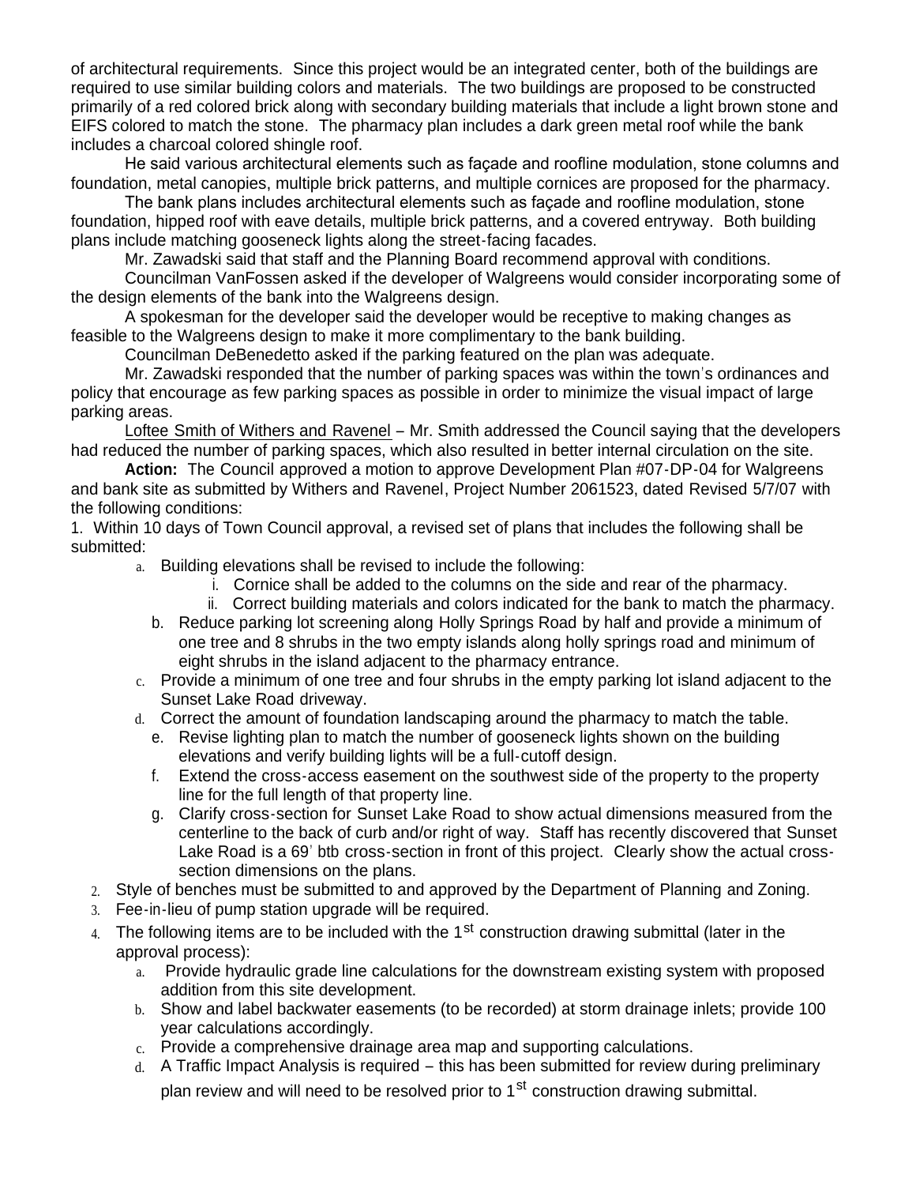of architectural requirements. Since this project would be an integrated center, both of the buildings are required to use similar building colors and materials. The two buildings are proposed to be constructed primarily of a red colored brick along with secondary building materials that include a light brown stone and EIFS colored to match the stone. The pharmacy plan includes a dark green metal roof while the bank includes a charcoal colored shingle roof.

He said various architectural elements such as façade and roofline modulation, stone columns and foundation, metal canopies, multiple brick patterns, and multiple cornices are proposed for the pharmacy.

The bank plans includes architectural elements such as façade and roofline modulation, stone foundation, hipped roof with eave details, multiple brick patterns, and a covered entryway. Both building plans include matching gooseneck lights along the street-facing facades.

Mr. Zawadski said that staff and the Planning Board recommend approval with conditions.

Councilman VanFossen asked if the developer of Walgreens would consider incorporating some of the design elements of the bank into the Walgreens design.

A spokesman for the developer said the developer would be receptive to making changes as feasible to the Walgreens design to make it more complimentary to the bank building.

Councilman DeBenedetto asked if the parking featured on the plan was adequate.

Mr. Zawadski responded that the number of parking spaces was within the town's ordinances and policy that encourage as few parking spaces as possible in order to minimize the visual impact of large parking areas.

Loftee Smith of Withers and Ravenel – Mr. Smith addressed the Council saying that the developers had reduced the number of parking spaces, which also resulted in better internal circulation on the site.

**Action:** The Council approved a motion to approve Development Plan #07-DP-04 for Walgreens and bank site as submitted by Withers and Ravenel, Project Number 2061523, dated Revised 5/7/07 with the following conditions:

1. Within 10 days of Town Council approval, a revised set of plans that includes the following shall be submitted:
   - a. Building elevations shall be revised to include the following:
     - i. Cornice shall be added to the columns on the side and rear of the pharmacy.
     - ii. Correct building materials and colors indicated for the bank to match the pharmacy.
   - b. Reduce parking lot screening along Holly Springs Road by half and provide a minimum of one tree and 8 shrubs in the two empty islands along holly springs road and minimum of eight shrubs in the island adjacent to the pharmacy entrance.
   - c. Provide a minimum of one tree and four shrubs in the empty parking lot island adjacent to the Sunset Lake Road driveway.
   - d. Correct the amount of foundation landscaping around the pharmacy to match the table.
   - e. Revise lighting plan to match the number of gooseneck lights shown on the building elevations and verify building lights will be a full-cutoff design.
   - f. Extend the cross-access easement on the southwest side of the property to the property line for the full length of that property line.
   - g. Clarify cross-section for Sunset Lake Road to show actual dimensions measured from the centerline to the back of curb and/or right of way. Staff has recently discovered that Sunset Lake Road is a 69' btb cross-section in front of this project. Clearly show the actual cross-section dimensions on the plans.
2. Style of benches must be submitted to and approved by the Department of Planning and Zoning.
3. Fee-in-lieu of pump station upgrade will be required.
4. The following items are to be included with the 1st construction drawing submittal (later in the approval process):
   - a. Provide hydraulic grade line calculations for the downstream existing system with proposed addition from this site development.
   - b. Show and label backwater easements (to be recorded) at storm drainage inlets; provide 100 year calculations accordingly.
   - c. Provide a comprehensive drainage area map and supporting calculations.
   - d. A Traffic Impact Analysis is required – this has been submitted for review during preliminary plan review and will need to be resolved prior to 1st construction drawing submittal.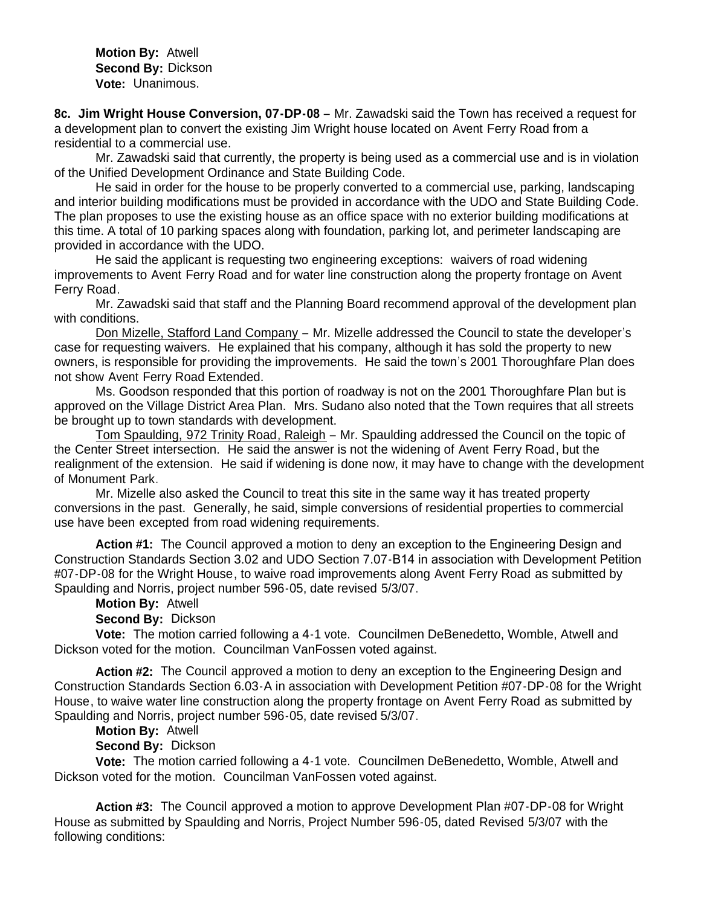**Motion By:** Atwell
**Second By:** Dickson
**Vote:** Unanimous.

**8c. Jim Wright House Conversion, 07-DP-08** – Mr. Zawadski said the Town has received a request for a development plan to convert the existing Jim Wright house located on Avent Ferry Road from a residential to a commercial use.

Mr. Zawadski said that currently, the property is being used as a commercial use and is in violation of the Unified Development Ordinance and State Building Code.

He said in order for the house to be properly converted to a commercial use, parking, landscaping and interior building modifications must be provided in accordance with the UDO and State Building Code. The plan proposes to use the existing house as an office space with no exterior building modifications at this time. A total of 10 parking spaces along with foundation, parking lot, and perimeter landscaping are provided in accordance with the UDO.

He said the applicant is requesting two engineering exceptions: waivers of road widening improvements to Avent Ferry Road and for water line construction along the property frontage on Avent Ferry Road.

Mr. Zawadski said that staff and the Planning Board recommend approval of the development plan with conditions.

Don Mizelle, Stafford Land Company – Mr. Mizelle addressed the Council to state the developer's case for requesting waivers. He explained that his company, although it has sold the property to new owners, is responsible for providing the improvements. He said the town's 2001 Thoroughfare Plan does not show Avent Ferry Road Extended.

Ms. Goodson responded that this portion of roadway is not on the 2001 Thoroughfare Plan but is approved on the Village District Area Plan. Mrs. Sudano also noted that the Town requires that all streets be brought up to town standards with development.

Tom Spaulding, 972 Trinity Road, Raleigh – Mr. Spaulding addressed the Council on the topic of the Center Street intersection. He said the answer is not the widening of Avent Ferry Road, but the realignment of the extension. He said if widening is done now, it may have to change with the development of Monument Park.

Mr. Mizelle also asked the Council to treat this site in the same way it has treated property conversions in the past. Generally, he said, simple conversions of residential properties to commercial use have been excepted from road widening requirements.

**Action #1:** The Council approved a motion to deny an exception to the Engineering Design and Construction Standards Section 3.02 and UDO Section 7.07-B14 in association with Development Petition #07-DP-08 for the Wright House, to waive road improvements along Avent Ferry Road as submitted by Spaulding and Norris, project number 596-05, date revised 5/3/07.

**Motion By:** Atwell
**Second By:** Dickson
**Vote:** The motion carried following a 4-1 vote. Councilmen DeBenedetto, Womble, Atwell and Dickson voted for the motion. Councilman VanFossen voted against.

**Action #2:** The Council approved a motion to deny an exception to the Engineering Design and Construction Standards Section 6.03-A in association with Development Petition #07-DP-08 for the Wright House, to waive water line construction along the property frontage on Avent Ferry Road as submitted by Spaulding and Norris, project number 596-05, date revised 5/3/07.

**Motion By:** Atwell
**Second By:** Dickson
**Vote:** The motion carried following a 4-1 vote. Councilmen DeBenedetto, Womble, Atwell and Dickson voted for the motion. Councilman VanFossen voted against.

**Action #3:** The Council approved a motion to approve Development Plan #07-DP-08 for Wright House as submitted by Spaulding and Norris, Project Number 596-05, dated Revised 5/3/07 with the following conditions: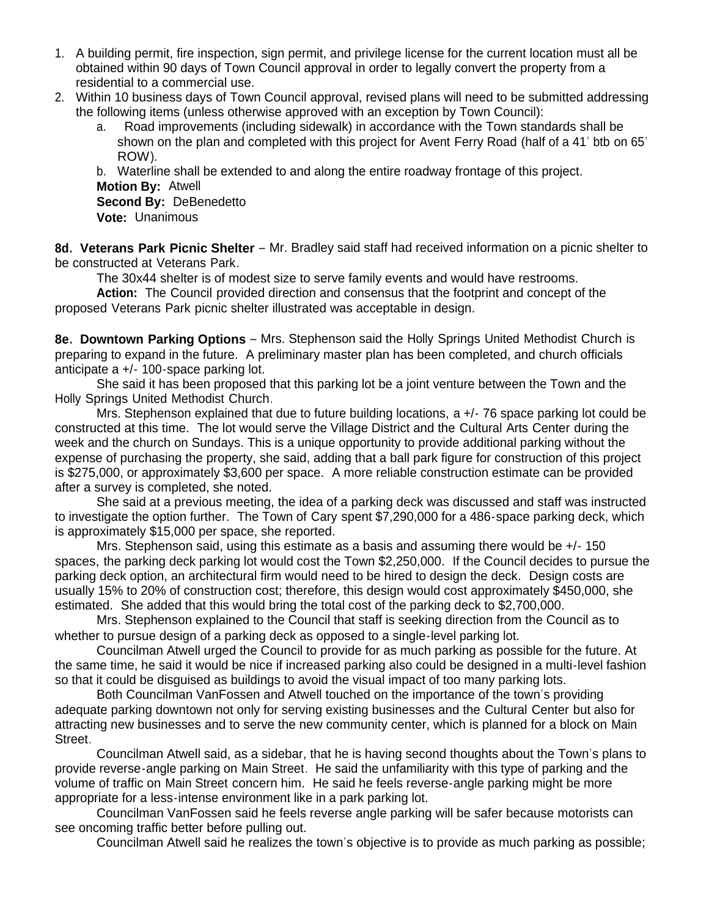1. A building permit, fire inspection, sign permit, and privilege license for the current location must all be obtained within 90 days of Town Council approval in order to legally convert the property from a residential to a commercial use.
2. Within 10 business days of Town Council approval, revised plans will need to be submitted addressing the following items (unless otherwise approved with an exception by Town Council):
   a. Road improvements (including sidewalk) in accordance with the Town standards shall be shown on the plan and completed with this project for Avent Ferry Road (half of a 41' btb on 65' ROW).
   b. Waterline shall be extended to and along the entire roadway frontage of this project.

   **Motion By:** Atwell
   **Second By:** DeBenedetto
   **Vote:** Unanimous

**8d. Veterans Park Picnic Shelter** – Mr. Bradley said staff had received information on a picnic shelter to be constructed at Veterans Park.

The 30x44 shelter is of modest size to serve family events and would have restrooms.

**Action:** The Council provided direction and consensus that the footprint and concept of the proposed Veterans Park picnic shelter illustrated was acceptable in design.

**8e. Downtown Parking Options** – Mrs. Stephenson said the Holly Springs United Methodist Church is preparing to expand in the future. A preliminary master plan has been completed, and church officials anticipate a +/- 100-space parking lot.

She said it has been proposed that this parking lot be a joint venture between the Town and the Holly Springs United Methodist Church.

Mrs. Stephenson explained that due to future building locations, a +/- 76 space parking lot could be constructed at this time. The lot would serve the Village District and the Cultural Arts Center during the week and the church on Sundays. This is a unique opportunity to provide additional parking without the expense of purchasing the property, she said, adding that a ball park figure for construction of this project is $275,000, or approximately $3,600 per space. A more reliable construction estimate can be provided after a survey is completed, she noted.

She said at a previous meeting, the idea of a parking deck was discussed and staff was instructed to investigate the option further. The Town of Cary spent $7,290,000 for a 486-space parking deck, which is approximately $15,000 per space, she reported.

Mrs. Stephenson said, using this estimate as a basis and assuming there would be +/- 150 spaces, the parking deck parking lot would cost the Town $2,250,000. If the Council decides to pursue the parking deck option, an architectural firm would need to be hired to design the deck. Design costs are usually 15% to 20% of construction cost; therefore, this design would cost approximately $450,000, she estimated. She added that this would bring the total cost of the parking deck to $2,700,000.

Mrs. Stephenson explained to the Council that staff is seeking direction from the Council as to whether to pursue design of a parking deck as opposed to a single-level parking lot.

Councilman Atwell urged the Council to provide for as much parking as possible for the future. At the same time, he said it would be nice if increased parking also could be designed in a multi-level fashion so that it could be disguised as buildings to avoid the visual impact of too many parking lots.

Both Councilman VanFossen and Atwell touched on the importance of the town's providing adequate parking downtown not only for serving existing businesses and the Cultural Center but also for attracting new businesses and to serve the new community center, which is planned for a block on Main Street.

Councilman Atwell said, as a sidebar, that he is having second thoughts about the Town's plans to provide reverse-angle parking on Main Street. He said the unfamiliarity with this type of parking and the volume of traffic on Main Street concern him. He said he feels reverse-angle parking might be more appropriate for a less-intense environment like in a park parking lot.

Councilman VanFossen said he feels reverse angle parking will be safer because motorists can see oncoming traffic better before pulling out.

Councilman Atwell said he realizes the town's objective is to provide as much parking as possible;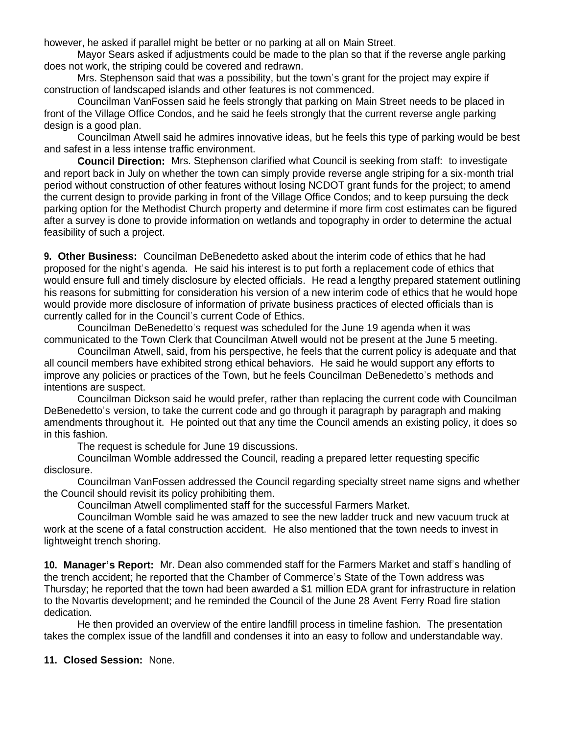however, he asked if parallel might be better or no parking at all on Main Street.

Mayor Sears asked if adjustments could be made to the plan so that if the reverse angle parking does not work, the striping could be covered and redrawn.

Mrs. Stephenson said that was a possibility, but the town's grant for the project may expire if construction of landscaped islands and other features is not commenced.

Councilman VanFossen said he feels strongly that parking on Main Street needs to be placed in front of the Village Office Condos, and he said he feels strongly that the current reverse angle parking design is a good plan.

Councilman Atwell said he admires innovative ideas, but he feels this type of parking would be best and safest in a less intense traffic environment.

**Council Direction:** Mrs. Stephenson clarified what Council is seeking from staff: to investigate and report back in July on whether the town can simply provide reverse angle striping for a six-month trial period without construction of other features without losing NCDOT grant funds for the project; to amend the current design to provide parking in front of the Village Office Condos; and to keep pursuing the deck parking option for the Methodist Church property and determine if more firm cost estimates can be figured after a survey is done to provide information on wetlands and topography in order to determine the actual feasibility of such a project.

**9. Other Business:** Councilman DeBenedetto asked about the interim code of ethics that he had proposed for the night's agenda. He said his interest is to put forth a replacement code of ethics that would ensure full and timely disclosure by elected officials. He read a lengthy prepared statement outlining his reasons for submitting for consideration his version of a new interim code of ethics that he would hope would provide more disclosure of information of private business practices of elected officials than is currently called for in the Council's current Code of Ethics.

Councilman DeBenedetto's request was scheduled for the June 19 agenda when it was communicated to the Town Clerk that Councilman Atwell would not be present at the June 5 meeting.

Councilman Atwell, said, from his perspective, he feels that the current policy is adequate and that all council members have exhibited strong ethical behaviors. He said he would support any efforts to improve any policies or practices of the Town, but he feels Councilman DeBenedetto's methods and intentions are suspect.

Councilman Dickson said he would prefer, rather than replacing the current code with Councilman DeBenedetto's version, to take the current code and go through it paragraph by paragraph and making amendments throughout it. He pointed out that any time the Council amends an existing policy, it does so in this fashion.

The request is schedule for June 19 discussions.

Councilman Womble addressed the Council, reading a prepared letter requesting specific disclosure.

Councilman VanFossen addressed the Council regarding specialty street name signs and whether the Council should revisit its policy prohibiting them.

Councilman Atwell complimented staff for the successful Farmers Market.

Councilman Womble said he was amazed to see the new ladder truck and new vacuum truck at work at the scene of a fatal construction accident. He also mentioned that the town needs to invest in lightweight trench shoring.

**10. Manager's Report:** Mr. Dean also commended staff for the Farmers Market and staff's handling of the trench accident; he reported that the Chamber of Commerce's State of the Town address was Thursday; he reported that the town had been awarded a $1 million EDA grant for infrastructure in relation to the Novartis development; and he reminded the Council of the June 28 Avent Ferry Road fire station dedication.

He then provided an overview of the entire landfill process in timeline fashion. The presentation takes the complex issue of the landfill and condenses it into an easy to follow and understandable way.

**11. Closed Session:** None.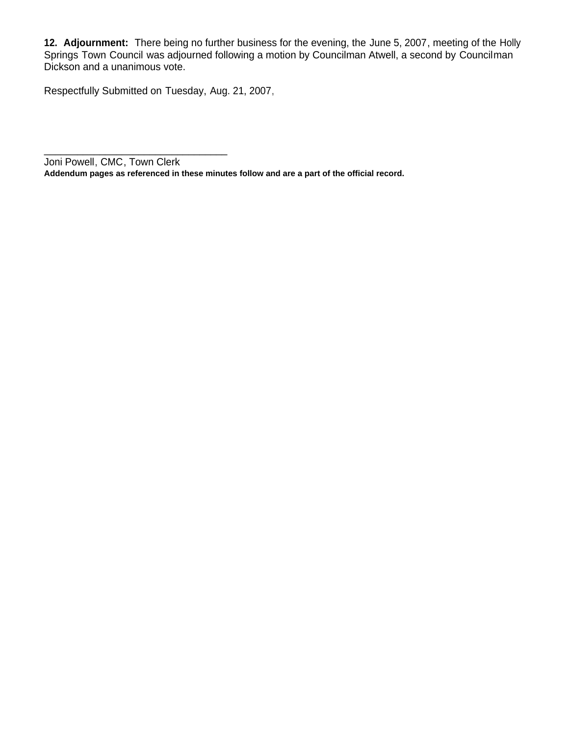**12. Adjournment:** There being no further business for the evening, the June 5, 2007, meeting of the Holly Springs Town Council was adjourned following a motion by Councilman Atwell, a second by Councilman Dickson and a unanimous vote.

Respectfully Submitted on Tuesday, Aug. 21, 2007,

_________________________________

Joni Powell, CMC, Town Clerk

**Addendum pages as referenced in these minutes follow and are a part of the official record.**